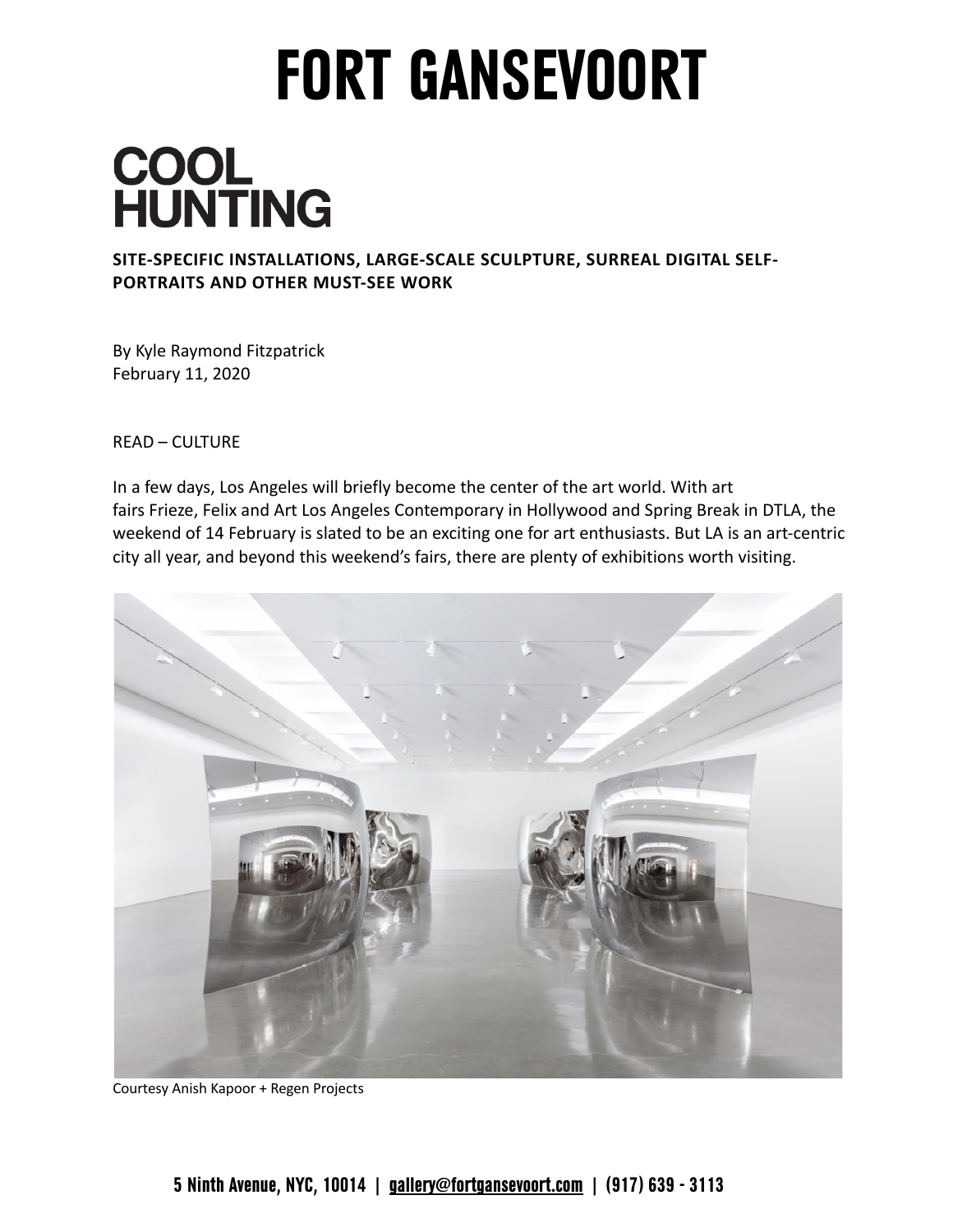# FORT GANSEVOORT

## COOL HUNTING

**SITE-SPECIFIC INSTALLATIONS, LARGE-SCALE SCULPTURE, SURREAL DIGITAL SELF-PORTRAITS AND OTHER MUST-SEE WORK**

By Kyle Raymond Fitzpatrick
February 11, 2020

READ – CULTURE

In a few days, Los Angeles will briefly become the center of the art world. With art fairs Frieze, Felix and Art Los Angeles Contemporary in Hollywood and Spring Break in DTLA, the weekend of 14 February is slated to be an exciting one for art enthusiasts. But LA is an art-centric city all year, and beyond this weekend's fairs, there are plenty of exhibitions worth visiting.

Courtesy Anish Kapoor + Regen Projects

5 Ninth Avenue, NYC, 10014 | gallery@fortgansevoort.com | (917) 639 - 3113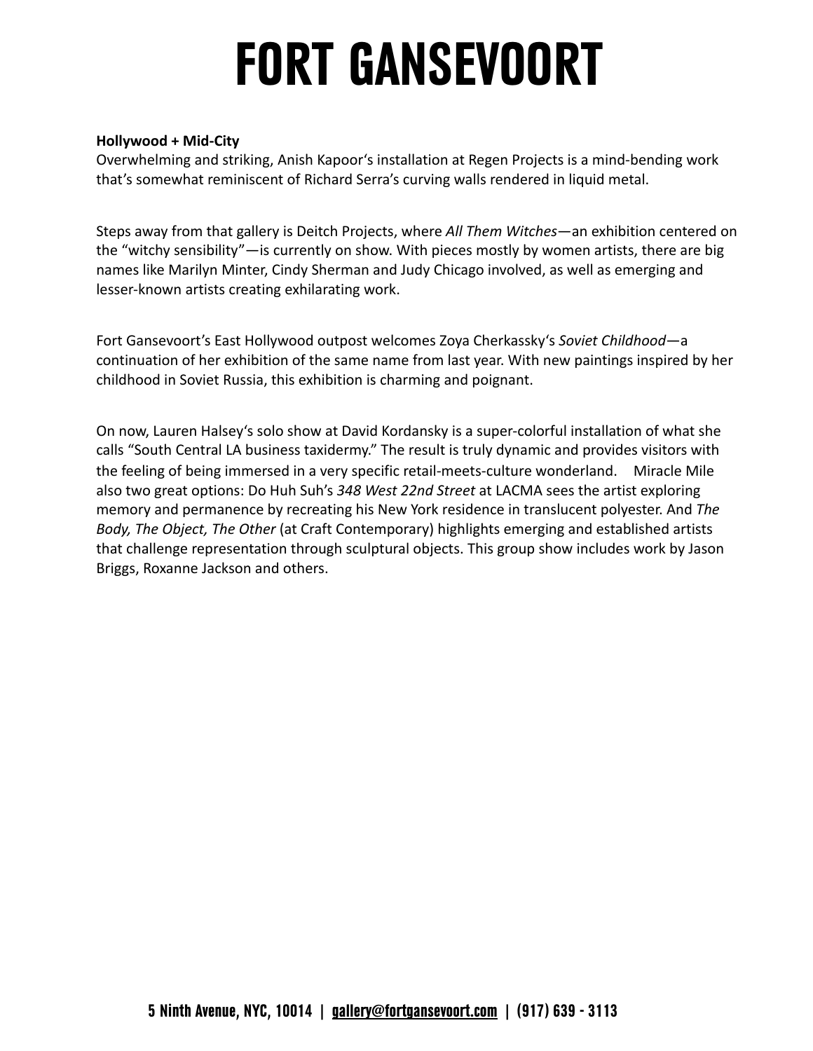**Hollywood + Mid-City**

Overwhelming and striking, Anish Kapoor's installation at Regen Projects is a mind-bending work that's somewhat reminiscent of Richard Serra's curving walls rendered in liquid metal.

Steps away from that gallery is Deitch Projects, where *All Them Witches*—an exhibition centered on the "witchy sensibility"—is currently on show. With pieces mostly by women artists, there are big names like Marilyn Minter, Cindy Sherman and Judy Chicago involved, as well as emerging and lesser-known artists creating exhilarating work.

Fort Gansevoort's East Hollywood outpost welcomes Zoya Cherkassky's *Soviet Childhood*—a continuation of her exhibition of the same name from last year. With new paintings inspired by her childhood in Soviet Russia, this exhibition is charming and poignant.

On now, Lauren Halsey's solo show at David Kordansky is a super-colorful installation of what she calls "South Central LA business taxidermy." The result is truly dynamic and provides visitors with the feeling of being immersed in a very specific retail-meets-culture wonderland. Miracle Mile also two great options: Do Huh Suh's *348 West 22nd Street* at LACMA sees the artist exploring memory and permanence by recreating his New York residence in translucent polyester. And *The Body, The Object, The Other* (at Craft Contemporary) highlights emerging and established artists that challenge representation through sculptural objects. This group show includes work by Jason Briggs, Roxanne Jackson and others.